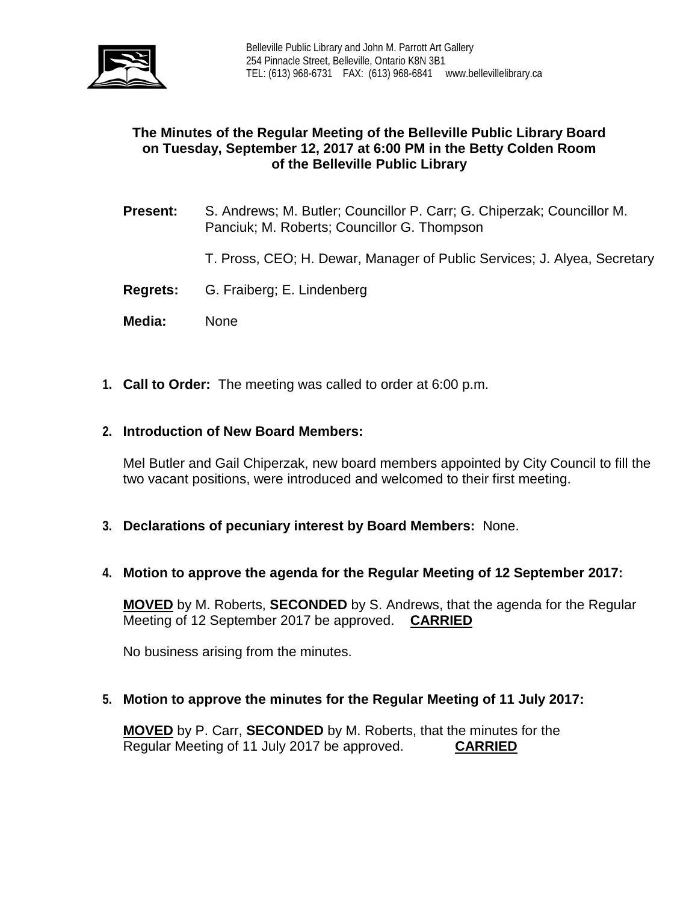Belleville Public Library and John M. Parrott Art Gallery
254 Pinnacle Street, Belleville, Ontario K8N 3B1
TEL: (613) 968-6731 FAX: (613) 968-6841 www.bellevillelibrary.ca

**The Minutes of the Regular Meeting of the Belleville Public Library Board on Tuesday, September 12, 2017 at 6:00 PM in the Betty Colden Room of the Belleville Public Library**

**Present:** S. Andrews; M. Butler; Councillor P. Carr; G. Chiperzak; Councillor M. Panciuk; M. Roberts; Councillor G. Thompson

T. Pross, CEO; H. Dewar, Manager of Public Services; J. Alyea, Secretary

**Regrets:** G. Fraiberg; E. Lindenberg

**Media:** None

1. **Call to Order:** The meeting was called to order at 6:00 p.m.

2. **Introduction of New Board Members:**

   Mel Butler and Gail Chiperzak, new board members appointed by City Council to fill the two vacant positions, were introduced and welcomed to their first meeting.

3. **Declarations of pecuniary interest by Board Members:** None.

4. **Motion to approve the agenda for the Regular Meeting of 12 September 2017:**

   **MOVED** by M. Roberts, **SECONDED** by S. Andrews, that the agenda for the Regular Meeting of 12 September 2017 be approved. **CARRIED**

   No business arising from the minutes.

5. **Motion to approve the minutes for the Regular Meeting of 11 July 2017:**

   **MOVED** by P. Carr, **SECONDED** by M. Roberts, that the minutes for the Regular Meeting of 11 July 2017 be approved. **CARRIED**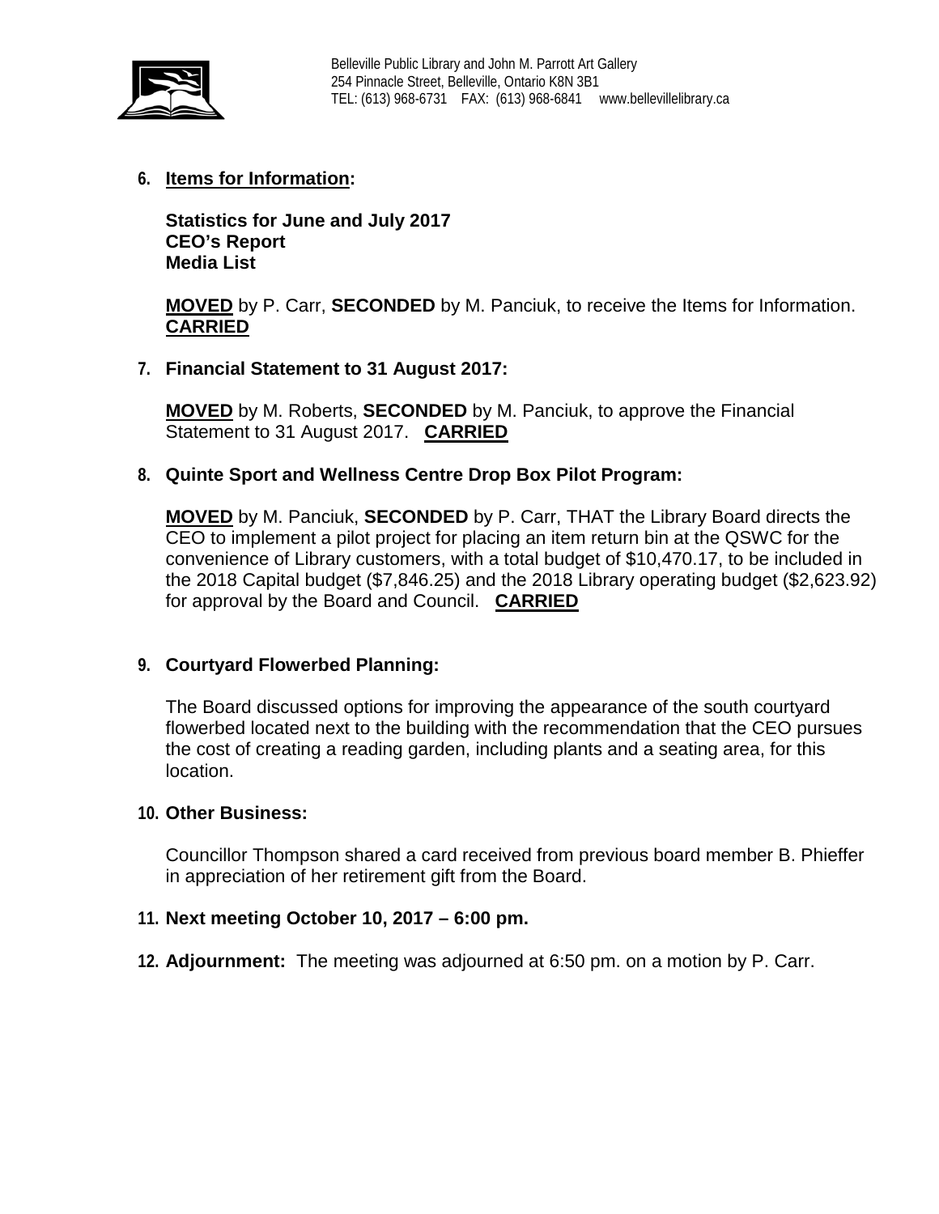**6. Items for Information:**

**Statistics for June and July 2017**
**CEO's Report**
**Media List**

**MOVED** by P. Carr, **SECONDED** by M. Panciuk, to receive the Items for Information. **CARRIED**

**7. Financial Statement to 31 August 2017:**

**MOVED** by M. Roberts, **SECONDED** by M. Panciuk, to approve the Financial Statement to 31 August 2017. **CARRIED**

**8. Quinte Sport and Wellness Centre Drop Box Pilot Program:**

**MOVED** by M. Panciuk, **SECONDED** by P. Carr, THAT the Library Board directs the CEO to implement a pilot project for placing an item return bin at the QSWC for the convenience of Library customers, with a total budget of $10,470.17, to be included in the 2018 Capital budget ($7,846.25) and the 2018 Library operating budget ($2,623.92) for approval by the Board and Council. **CARRIED**

**9. Courtyard Flowerbed Planning:**

The Board discussed options for improving the appearance of the south courtyard flowerbed located next to the building with the recommendation that the CEO pursues the cost of creating a reading garden, including plants and a seating area, for this location.

**10. Other Business:**

Councillor Thompson shared a card received from previous board member B. Phieffer in appreciation of her retirement gift from the Board.

**11. Next meeting October 10, 2017 – 6:00 pm.**

**12. Adjournment:** The meeting was adjourned at 6:50 pm. on a motion by P. Carr.